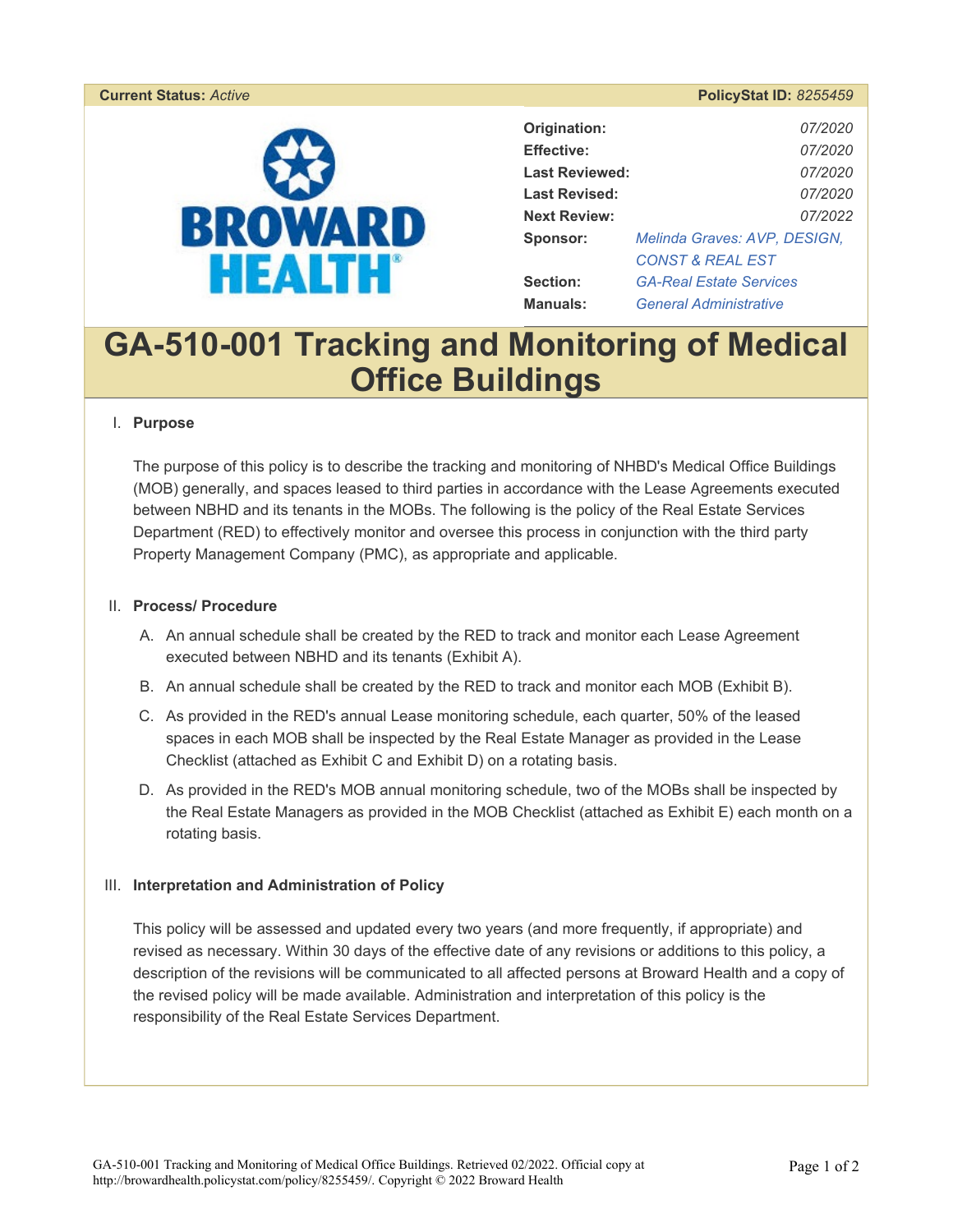**Current Status:** *Active* **PolicyStat ID:** *8255459*

BROWARD HEALTH

| | |
|---|---|
| **Origination:** | *07/2020* |
| **Effective:** | *07/2020* |
| **Last Reviewed:** | *07/2020* |
| **Last Revised:** | *07/2020* |
| **Next Review:** | *07/2022* |
| **Sponsor:** | *Melinda Graves: AVP, DESIGN, CONST & REAL EST* |
| **Section:** | *GA-Real Estate Services* |
| **Manuals:** | *General Administrative* |

# GA-510-001 Tracking and Monitoring of Medical Office Buildings

I. **Purpose**

The purpose of this policy is to describe the tracking and monitoring of NHBD's Medical Office Buildings (MOB) generally, and spaces leased to third parties in accordance with the Lease Agreements executed between NBHD and its tenants in the MOBs. The following is the policy of the Real Estate Services Department (RED) to effectively monitor and oversee this process in conjunction with the third party Property Management Company (PMC), as appropriate and applicable.

II. **Process/ Procedure**

A. An annual schedule shall be created by the RED to track and monitor each Lease Agreement executed between NBHD and its tenants (Exhibit A).

B. An annual schedule shall be created by the RED to track and monitor each MOB (Exhibit B).

C. As provided in the RED's annual Lease monitoring schedule, each quarter, 50% of the leased spaces in each MOB shall be inspected by the Real Estate Manager as provided in the Lease Checklist (attached as Exhibit C and Exhibit D) on a rotating basis.

D. As provided in the RED's MOB annual monitoring schedule, two of the MOBs shall be inspected by the Real Estate Managers as provided in the MOB Checklist (attached as Exhibit E) each month on a rotating basis.

III. **Interpretation and Administration of Policy**

This policy will be assessed and updated every two years (and more frequently, if appropriate) and revised as necessary. Within 30 days of the effective date of any revisions or additions to this policy, a description of the revisions will be communicated to all affected persons at Broward Health and a copy of the revised policy will be made available. Administration and interpretation of this policy is the responsibility of the Real Estate Services Department.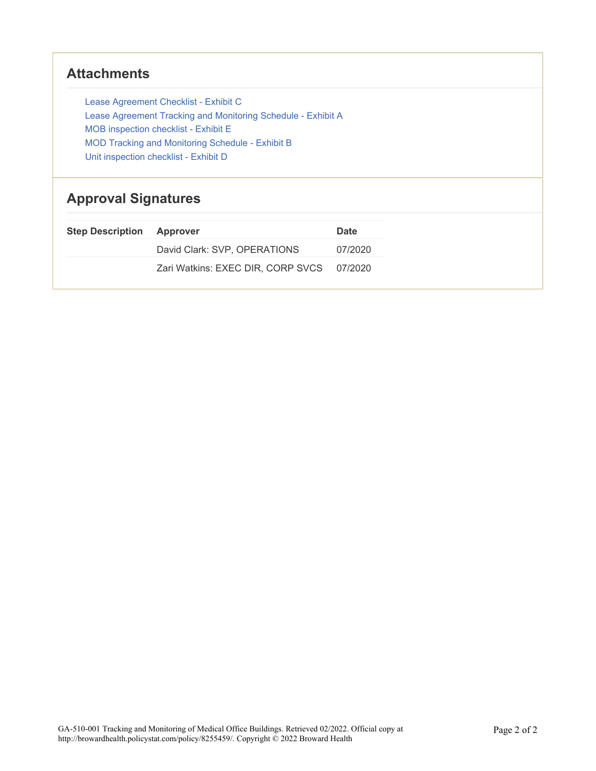## Attachments

- Lease Agreement Checklist - Exhibit C
- Lease Agreement Tracking and Monitoring Schedule - Exhibit A
- MOB inspection checklist - Exhibit E
- MOD Tracking and Monitoring Schedule - Exhibit B
- Unit inspection checklist - Exhibit D

## Approval Signatures

| Step Description | Approver | Date |
|---|---|---|
| | David Clark: SVP, OPERATIONS | 07/2020 |
| | Zari Watkins: EXEC DIR, CORP SVCS | 07/2020 |